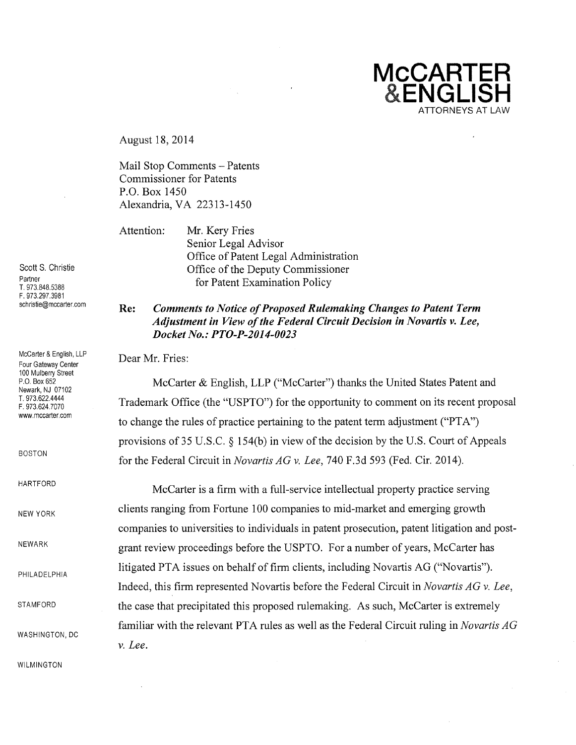**McCARTER**
**&ENGLISH**
ATTORNEYS AT LAW

August 18, 2014

Mail Stop Comments – Patents
Commissioner for Patents
P.O. Box 1450
Alexandria, VA 22313-1450

Attention: Mr. Kery Fries
Senior Legal Advisor
Office of Patent Legal Administration
Office of the Deputy Commissioner
for Patent Examination Policy

Scott S. Christie
Partner
T. 973.848.5388
F. 973.297.3981
schristie@mccarter.com

McCarter & English, LLP
Four Gateway Center
100 Mulberry Street
P.O. Box 652
Newark, NJ 07102
T. 973.622.4444
F. 973.624.7070
www.mccarter.com

BOSTON
HARTFORD
NEW YORK
NEWARK
PHILADELPHIA
STAMFORD
WASHINGTON, DC
WILMINGTON

**Re:** ***Comments to Notice of Proposed Rulemaking Changes to Patent Term Adjustment in View of the Federal Circuit Decision in Novartis v. Lee, Docket No.: PTO-P-2014-0023***

Dear Mr. Fries:

McCarter & English, LLP ("McCarter") thanks the United States Patent and Trademark Office (the "USPTO") for the opportunity to comment on its recent proposal to change the rules of practice pertaining to the patent term adjustment ("PTA") provisions of 35 U.S.C. § 154(b) in view of the decision by the U.S. Court of Appeals for the Federal Circuit in *Novartis AG v. Lee*, 740 F.3d 593 (Fed. Cir. 2014).

McCarter is a firm with a full-service intellectual property practice serving clients ranging from Fortune 100 companies to mid-market and emerging growth companies to universities to individuals in patent prosecution, patent litigation and post-grant review proceedings before the USPTO. For a number of years, McCarter has litigated PTA issues on behalf of firm clients, including Novartis AG ("Novartis"). Indeed, this firm represented Novartis before the Federal Circuit in *Novartis AG v. Lee*, the case that precipitated this proposed rulemaking. As such, McCarter is extremely familiar with the relevant PTA rules as well as the Federal Circuit ruling in *Novartis AG v. Lee*.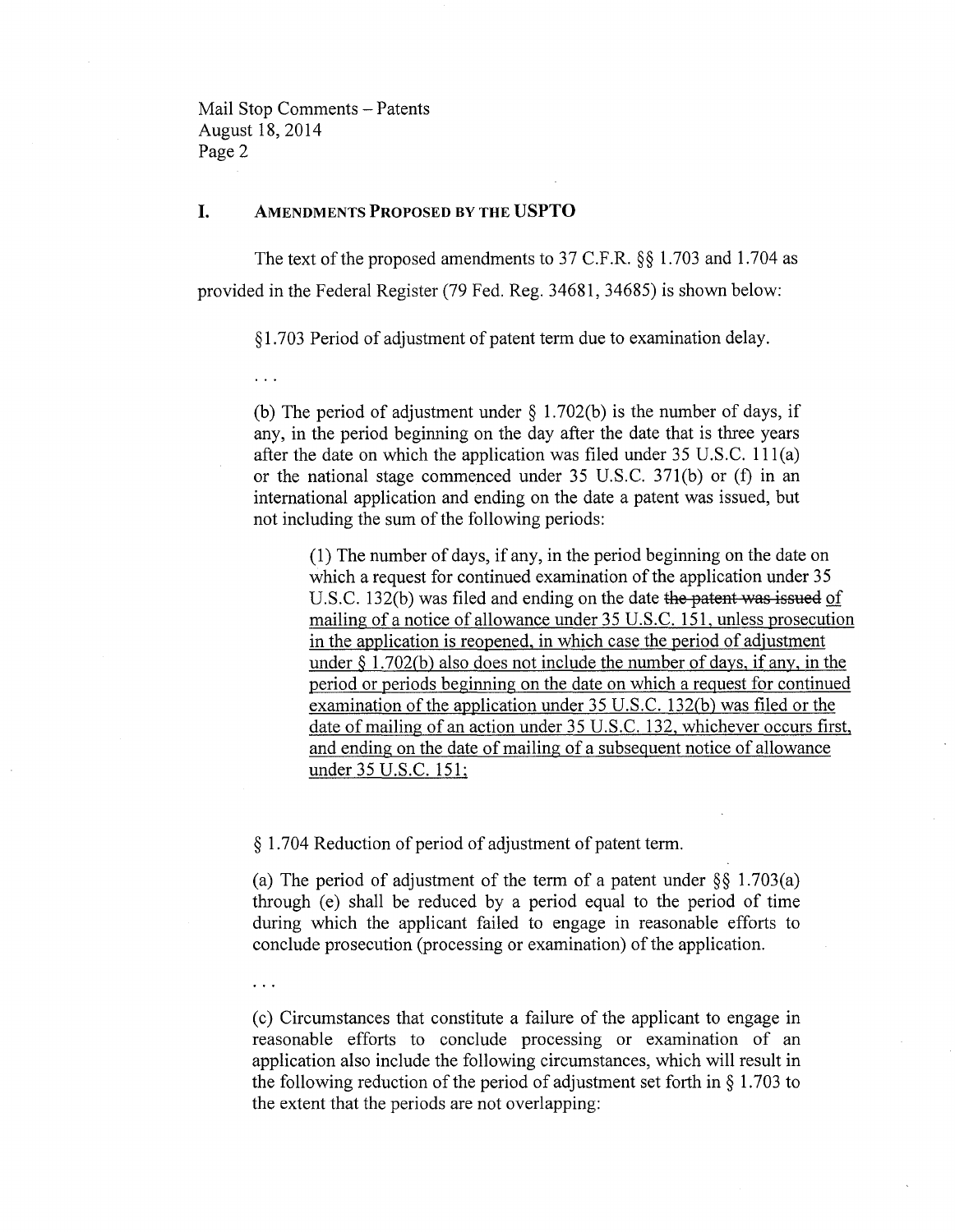## I. Amendments Proposed by the USPTO

The text of the proposed amendments to 37 C.F.R. §§ 1.703 and 1.704 as provided in the Federal Register (79 Fed. Reg. 34681, 34685) is shown below:

> §1.703 Period of adjustment of patent term due to examination delay.
>
> . . .
>
> (b) The period of adjustment under § 1.702(b) is the number of days, if any, in the period beginning on the day after the date that is three years after the date on which the application was filed under 35 U.S.C. 111(a) or the national stage commenced under 35 U.S.C. 371(b) or (f) in an international application and ending on the date a patent was issued, but not including the sum of the following periods:
>
> > (1) The number of days, if any, in the period beginning on the date on which a request for continued examination of the application under 35 U.S.C. 132(b) was filed and ending on the date ~~the patent was issued~~ <u>of mailing of a notice of allowance under 35 U.S.C. 151, unless prosecution in the application is reopened, in which case the period of adjustment under § 1.702(b) also does not include the number of days, if any, in the period or periods beginning on the date on which a request for continued examination of the application under 35 U.S.C. 132(b) was filed or the date of mailing of an action under 35 U.S.C. 132, whichever occurs first, and ending on the date of mailing of a subsequent notice of allowance under 35 U.S.C. 151;</u>
>
> § 1.704 Reduction of period of adjustment of patent term.
>
> (a) The period of adjustment of the term of a patent under §§ 1.703(a) through (e) shall be reduced by a period equal to the period of time during which the applicant failed to engage in reasonable efforts to conclude prosecution (processing or examination) of the application.
>
> . . .
>
> (c) Circumstances that constitute a failure of the applicant to engage in reasonable efforts to conclude processing or examination of an application also include the following circumstances, which will result in the following reduction of the period of adjustment set forth in § 1.703 to the extent that the periods are not overlapping: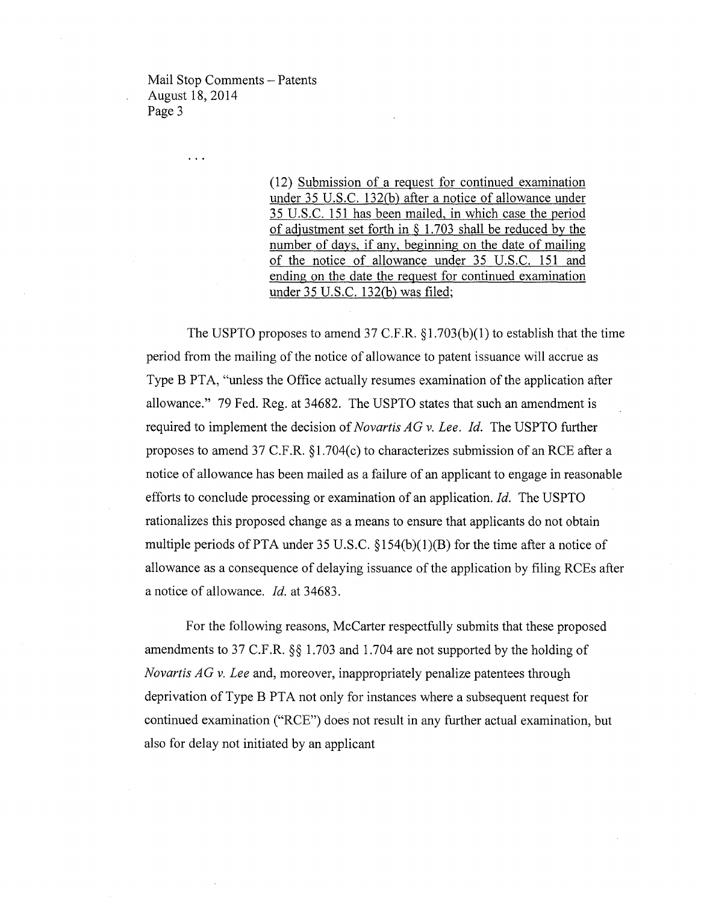. . .

> (12) <u>Submission of a request for continued examination under 35 U.S.C. 132(b) after a notice of allowance under 35 U.S.C. 151 has been mailed, in which case the period of adjustment set forth in § 1.703 shall be reduced by the number of days, if any, beginning on the date of mailing of the notice of allowance under 35 U.S.C. 151 and ending on the date the request for continued examination under 35 U.S.C. 132(b) was filed;</u>

The USPTO proposes to amend 37 C.F.R. §1.703(b)(1) to establish that the time period from the mailing of the notice of allowance to patent issuance will accrue as Type B PTA, "unless the Office actually resumes examination of the application after allowance." 79 Fed. Reg. at 34682. The USPTO states that such an amendment is required to implement the decision of *Novartis AG v. Lee*. *Id.* The USPTO further proposes to amend 37 C.F.R. §1.704(c) to characterizes submission of an RCE after a notice of allowance has been mailed as a failure of an applicant to engage in reasonable efforts to conclude processing or examination of an application. *Id.* The USPTO rationalizes this proposed change as a means to ensure that applicants do not obtain multiple periods of PTA under 35 U.S.C. §154(b)(1)(B) for the time after a notice of allowance as a consequence of delaying issuance of the application by filing RCEs after a notice of allowance. *Id.* at 34683.

For the following reasons, McCarter respectfully submits that these proposed amendments to 37 C.F.R. §§ 1.703 and 1.704 are not supported by the holding of *Novartis AG v. Lee* and, moreover, inappropriately penalize patentees through deprivation of Type B PTA not only for instances where a subsequent request for continued examination ("RCE") does not result in any further actual examination, but also for delay not initiated by an applicant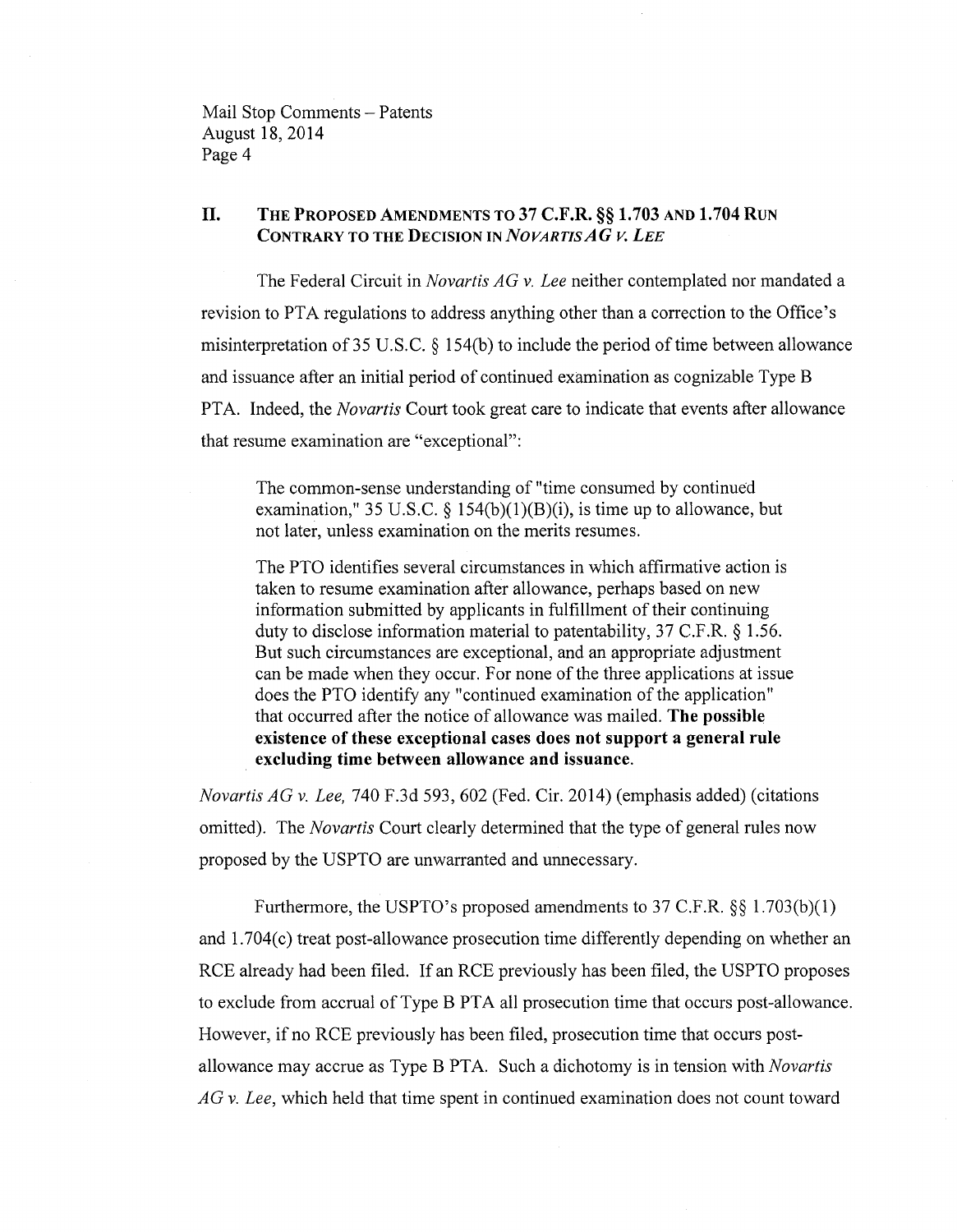## II. THE PROPOSED AMENDMENTS TO 37 C.F.R. §§ 1.703 AND 1.704 RUN CONTRARY TO THE DECISION IN *NOVARTIS AG V. LEE*

The Federal Circuit in *Novartis AG v. Lee* neither contemplated nor mandated a revision to PTA regulations to address anything other than a correction to the Office's misinterpretation of 35 U.S.C. § 154(b) to include the period of time between allowance and issuance after an initial period of continued examination as cognizable Type B PTA. Indeed, the *Novartis* Court took great care to indicate that events after allowance that resume examination are "exceptional":

> The common-sense understanding of "time consumed by continued examination," 35 U.S.C. § 154(b)(1)(B)(i), is time up to allowance, but not later, unless examination on the merits resumes.
>
> The PTO identifies several circumstances in which affirmative action is taken to resume examination after allowance, perhaps based on new information submitted by applicants in fulfillment of their continuing duty to disclose information material to patentability, 37 C.F.R. § 1.56. But such circumstances are exceptional, and an appropriate adjustment can be made when they occur. For none of the three applications at issue does the PTO identify any "continued examination of the application" that occurred after the notice of allowance was mailed. **The possible existence of these exceptional cases does not support a general rule excluding time between allowance and issuance.**

*Novartis AG v. Lee,* 740 F.3d 593, 602 (Fed. Cir. 2014) (emphasis added) (citations omitted). The *Novartis* Court clearly determined that the type of general rules now proposed by the USPTO are unwarranted and unnecessary.

Furthermore, the USPTO's proposed amendments to 37 C.F.R. §§ 1.703(b)(1) and 1.704(c) treat post-allowance prosecution time differently depending on whether an RCE already had been filed. If an RCE previously has been filed, the USPTO proposes to exclude from accrual of Type B PTA all prosecution time that occurs post-allowance. However, if no RCE previously has been filed, prosecution time that occurs post-allowance may accrue as Type B PTA. Such a dichotomy is in tension with *Novartis AG v. Lee*, which held that time spent in continued examination does not count toward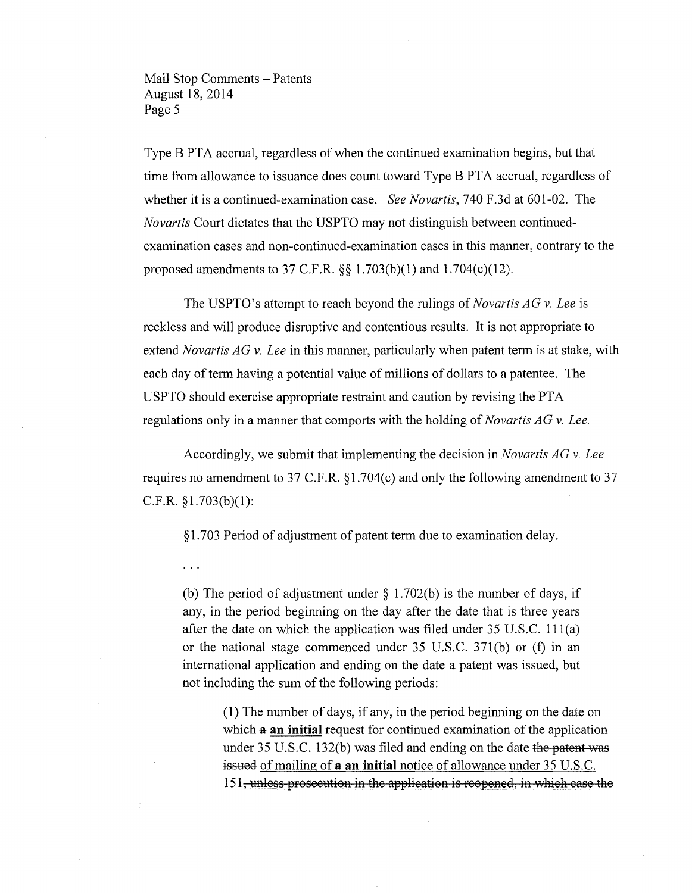Type B PTA accrual, regardless of when the continued examination begins, but that time from allowance to issuance does count toward Type B PTA accrual, regardless of whether it is a continued-examination case. *See Novartis*, 740 F.3d at 601-02. The *Novartis* Court dictates that the USPTO may not distinguish between continued-examination cases and non-continued-examination cases in this manner, contrary to the proposed amendments to 37 C.F.R. §§ 1.703(b)(1) and 1.704(c)(12).

The USPTO's attempt to reach beyond the rulings of *Novartis AG v. Lee* is reckless and will produce disruptive and contentious results. It is not appropriate to extend *Novartis AG v. Lee* in this manner, particularly when patent term is at stake, with each day of term having a potential value of millions of dollars to a patentee. The USPTO should exercise appropriate restraint and caution by revising the PTA regulations only in a manner that comports with the holding of *Novartis AG v. Lee.*

Accordingly, we submit that implementing the decision in *Novartis AG v. Lee* requires no amendment to 37 C.F.R. §1.704(c) and only the following amendment to 37 C.F.R. §1.703(b)(1):

> §1.703 Period of adjustment of patent term due to examination delay.
>
> . . .
>
> (b) The period of adjustment under § 1.702(b) is the number of days, if any, in the period beginning on the day after the date that is three years after the date on which the application was filed under 35 U.S.C. 111(a) or the national stage commenced under 35 U.S.C. 371(b) or (f) in an international application and ending on the date a patent was issued, but not including the sum of the following periods:
>
>> (1) The number of days, if any, in the period beginning on the date on which ~~a~~ **<u>an initial</u>** request for continued examination of the application under 35 U.S.C. 132(b) was filed and ending on the date ~~the patent was issued~~ <u>of mailing of ~~a~~ **an initial** notice of allowance under 35 U.S.C. 151</u>~~, unless prosecution in the application is reopened, in which case the~~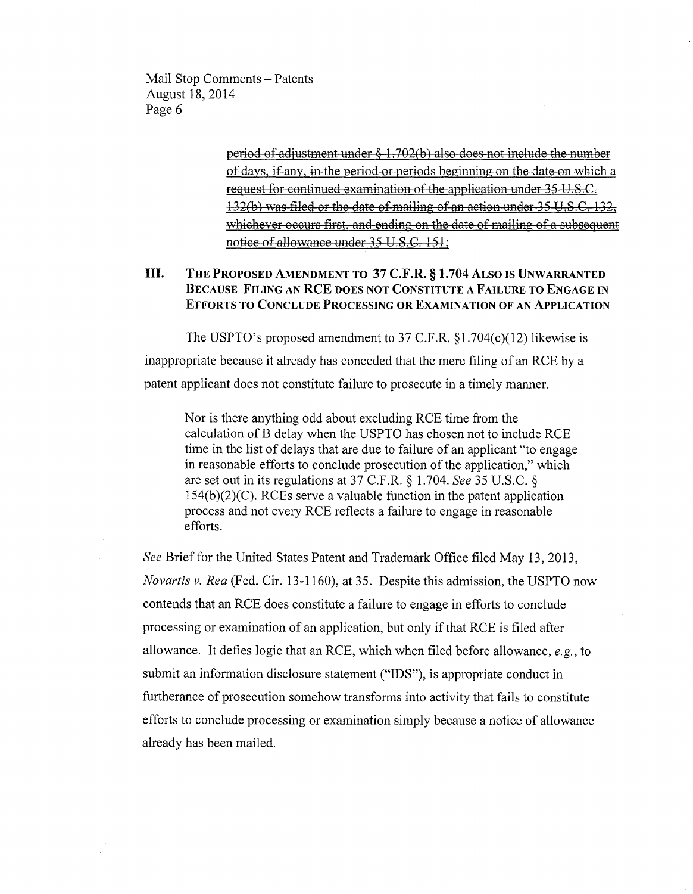~~period of adjustment under § 1.702(b) also does not include the number of days, if any, in the period or periods beginning on the date on which a request for continued examination of the application under 35 U.S.C. 132(b) was filed or the date of mailing of an action under 35 U.S.C. 132, whichever occurs first, and ending on the date of mailing of a subsequent notice of allowance under 35 U.S.C. 151;~~

## III. The Proposed Amendment to 37 C.F.R. § 1.704 Also is Unwarranted Because Filing an RCE does not Constitute a Failure to Engage in Efforts to Conclude Processing or Examination of an Application

The USPTO's proposed amendment to 37 C.F.R. §1.704(c)(12) likewise is inappropriate because it already has conceded that the mere filing of an RCE by a patent applicant does not constitute failure to prosecute in a timely manner.

> Nor is there anything odd about excluding RCE time from the calculation of B delay when the USPTO has chosen not to include RCE time in the list of delays that are due to failure of an applicant "to engage in reasonable efforts to conclude prosecution of the application," which are set out in its regulations at 37 C.F.R. § 1.704. *See* 35 U.S.C. § 154(b)(2)(C). RCEs serve a valuable function in the patent application process and not every RCE reflects a failure to engage in reasonable efforts.

*See* Brief for the United States Patent and Trademark Office filed May 13, 2013, *Novartis v. Rea* (Fed. Cir. 13-1160), at 35. Despite this admission, the USPTO now contends that an RCE does constitute a failure to engage in efforts to conclude processing or examination of an application, but only if that RCE is filed after allowance. It defies logic that an RCE, which when filed before allowance, *e.g.*, to submit an information disclosure statement ("IDS"), is appropriate conduct in furtherance of prosecution somehow transforms into activity that fails to constitute efforts to conclude processing or examination simply because a notice of allowance already has been mailed.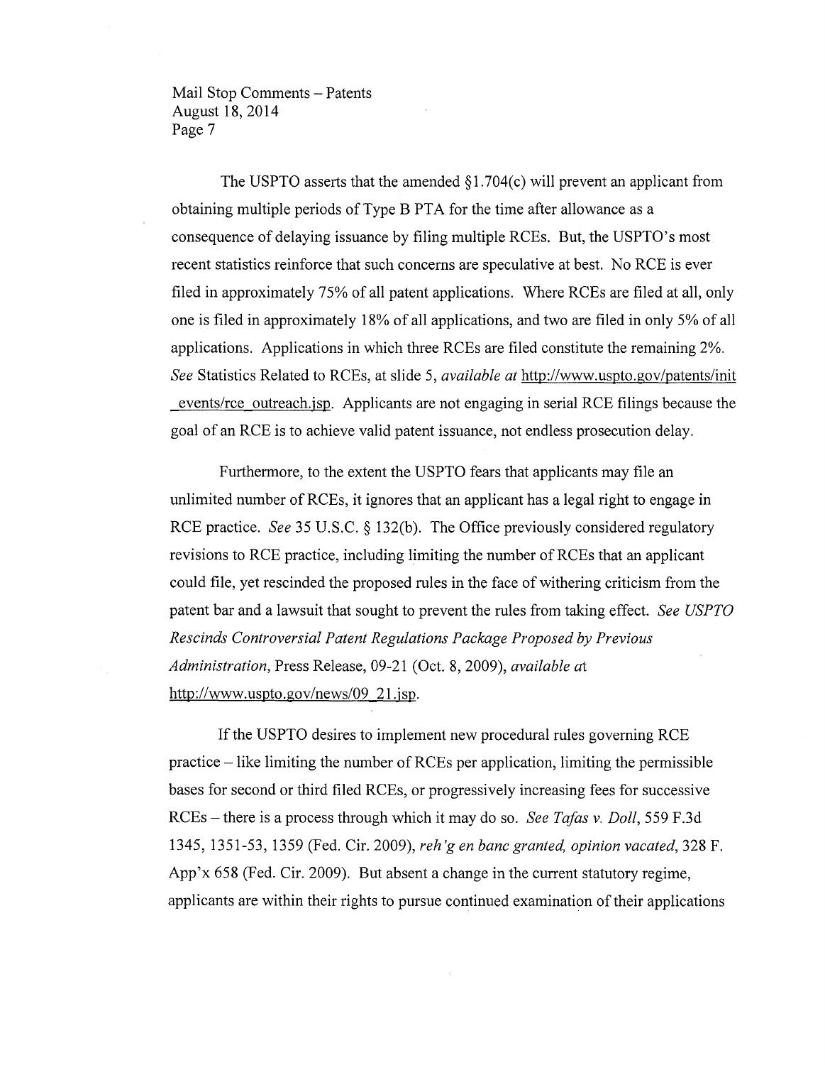The USPTO asserts that the amended §1.704(c) will prevent an applicant from obtaining multiple periods of Type B PTA for the time after allowance as a consequence of delaying issuance by filing multiple RCEs. But, the USPTO's most recent statistics reinforce that such concerns are speculative at best. No RCE is ever filed in approximately 75% of all patent applications. Where RCEs are filed at all, only one is filed in approximately 18% of all applications, and two are filed in only 5% of all applications. Applications in which three RCEs are filed constitute the remaining 2%. *See* Statistics Related to RCEs, at slide 5, *available at* http://www.uspto.gov/patents/init_events/rce_outreach.jsp. Applicants are not engaging in serial RCE filings because the goal of an RCE is to achieve valid patent issuance, not endless prosecution delay.

Furthermore, to the extent the USPTO fears that applicants may file an unlimited number of RCEs, it ignores that an applicant has a legal right to engage in RCE practice. *See* 35 U.S.C. § 132(b). The Office previously considered regulatory revisions to RCE practice, including limiting the number of RCEs that an applicant could file, yet rescinded the proposed rules in the face of withering criticism from the patent bar and a lawsuit that sought to prevent the rules from taking effect. *See USPTO Rescinds Controversial Patent Regulations Package Proposed by Previous Administration*, Press Release, 09-21 (Oct. 8, 2009), *available at* http://www.uspto.gov/news/09_21.jsp.

If the USPTO desires to implement new procedural rules governing RCE practice – like limiting the number of RCEs per application, limiting the permissible bases for second or third filed RCEs, or progressively increasing fees for successive RCEs – there is a process through which it may do so. *See Tafas v. Doll*, 559 F.3d 1345, 1351-53, 1359 (Fed. Cir. 2009), *reh'g en banc granted, opinion vacated*, 328 F. App'x 658 (Fed. Cir. 2009). But absent a change in the current statutory regime, applicants are within their rights to pursue continued examination of their applications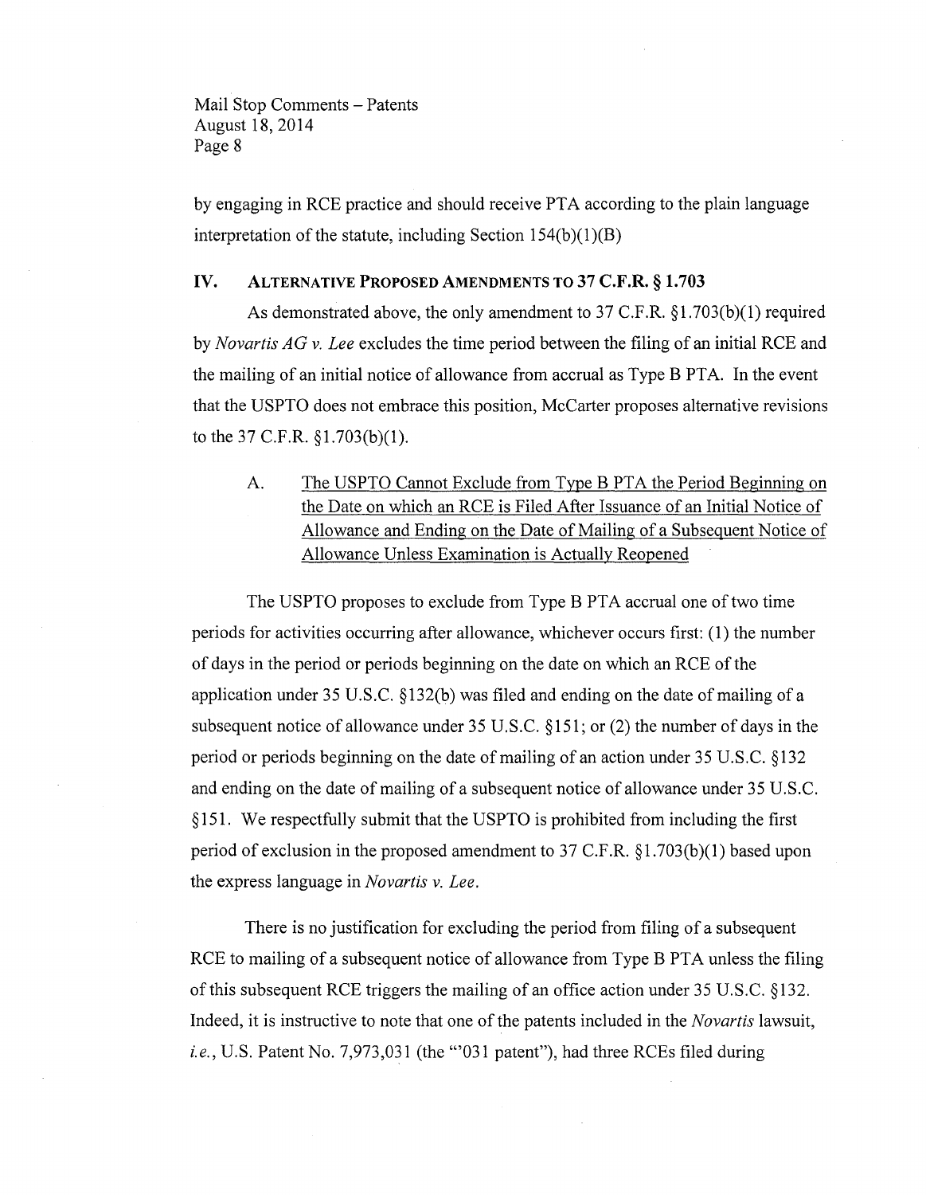by engaging in RCE practice and should receive PTA according to the plain language interpretation of the statute, including Section 154(b)(1)(B)

## IV. Alternative Proposed Amendments to 37 C.F.R. § 1.703

As demonstrated above, the only amendment to 37 C.F.R. §1.703(b)(1) required by *Novartis AG v. Lee* excludes the time period between the filing of an initial RCE and the mailing of an initial notice of allowance from accrual as Type B PTA. In the event that the USPTO does not embrace this position, McCarter proposes alternative revisions to the 37 C.F.R. §1.703(b)(1).

### A. The USPTO Cannot Exclude from Type B PTA the Period Beginning on the Date on which an RCE is Filed After Issuance of an Initial Notice of Allowance and Ending on the Date of Mailing of a Subsequent Notice of Allowance Unless Examination is Actually Reopened

The USPTO proposes to exclude from Type B PTA accrual one of two time periods for activities occurring after allowance, whichever occurs first: (1) the number of days in the period or periods beginning on the date on which an RCE of the application under 35 U.S.C. §132(b) was filed and ending on the date of mailing of a subsequent notice of allowance under 35 U.S.C. §151; or (2) the number of days in the period or periods beginning on the date of mailing of an action under 35 U.S.C. §132 and ending on the date of mailing of a subsequent notice of allowance under 35 U.S.C. §151. We respectfully submit that the USPTO is prohibited from including the first period of exclusion in the proposed amendment to 37 C.F.R. §1.703(b)(1) based upon the express language in *Novartis v. Lee*.

There is no justification for excluding the period from filing of a subsequent RCE to mailing of a subsequent notice of allowance from Type B PTA unless the filing of this subsequent RCE triggers the mailing of an office action under 35 U.S.C. §132. Indeed, it is instructive to note that one of the patents included in the *Novartis* lawsuit, *i.e.*, U.S. Patent No. 7,973,031 (the "'031 patent"), had three RCEs filed during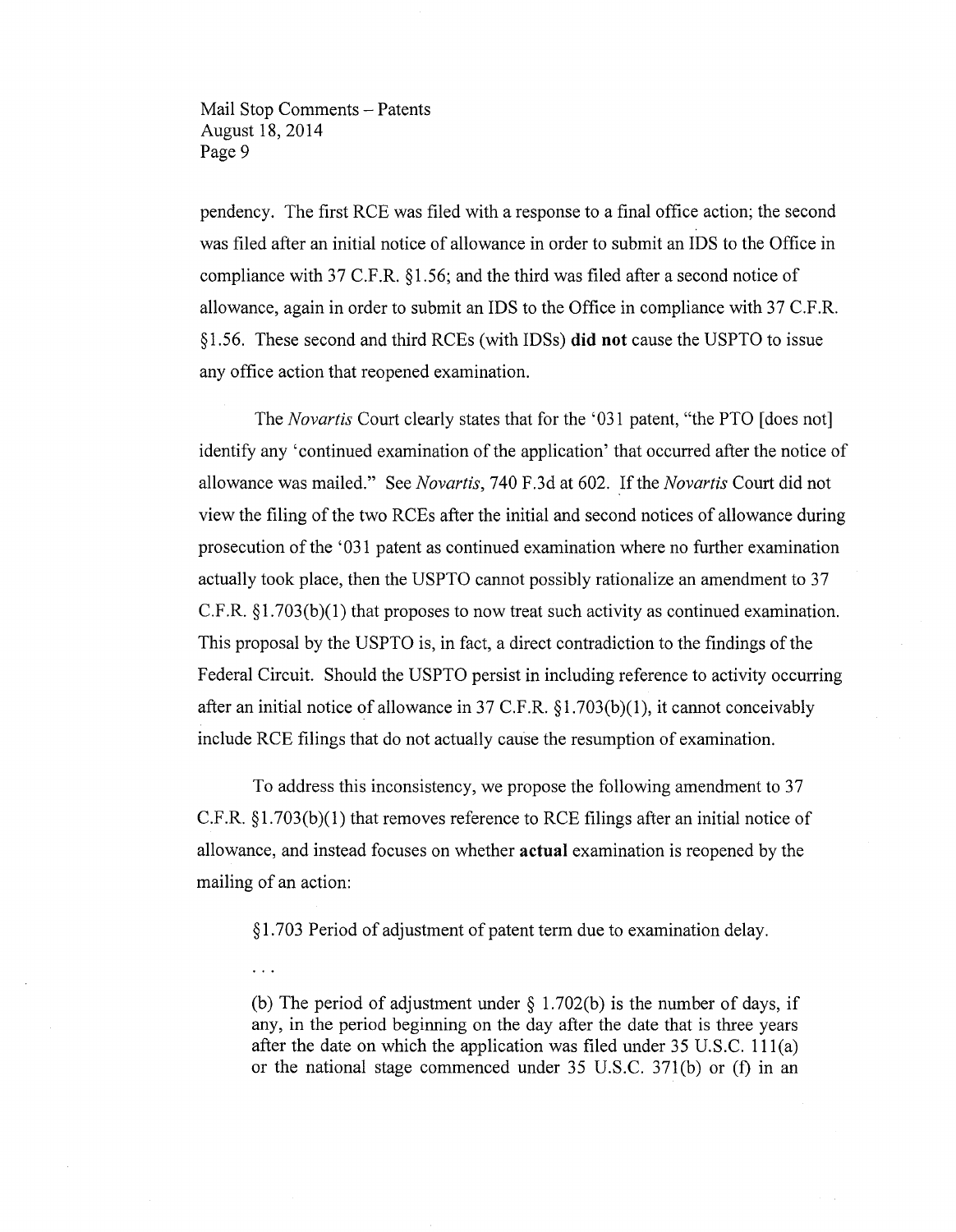pendency. The first RCE was filed with a response to a final office action; the second was filed after an initial notice of allowance in order to submit an IDS to the Office in compliance with 37 C.F.R. §1.56; and the third was filed after a second notice of allowance, again in order to submit an IDS to the Office in compliance with 37 C.F.R. §1.56. These second and third RCEs (with IDSs) **did not** cause the USPTO to issue any office action that reopened examination.

The *Novartis* Court clearly states that for the '031 patent, "the PTO [does not] identify any 'continued examination of the application' that occurred after the notice of allowance was mailed." See *Novartis*, 740 F.3d at 602. If the *Novartis* Court did not view the filing of the two RCEs after the initial and second notices of allowance during prosecution of the '031 patent as continued examination where no further examination actually took place, then the USPTO cannot possibly rationalize an amendment to 37 C.F.R. §1.703(b)(1) that proposes to now treat such activity as continued examination. This proposal by the USPTO is, in fact, a direct contradiction to the findings of the Federal Circuit. Should the USPTO persist in including reference to activity occurring after an initial notice of allowance in 37 C.F.R. §1.703(b)(1), it cannot conceivably include RCE filings that do not actually cause the resumption of examination.

To address this inconsistency, we propose the following amendment to 37 C.F.R. §1.703(b)(1) that removes reference to RCE filings after an initial notice of allowance, and instead focuses on whether **actual** examination is reopened by the mailing of an action:

> §1.703 Period of adjustment of patent term due to examination delay.
>
> . . .
>
> (b) The period of adjustment under § 1.702(b) is the number of days, if any, in the period beginning on the day after the date that is three years after the date on which the application was filed under 35 U.S.C. 111(a) or the national stage commenced under 35 U.S.C. 371(b) or (f) in an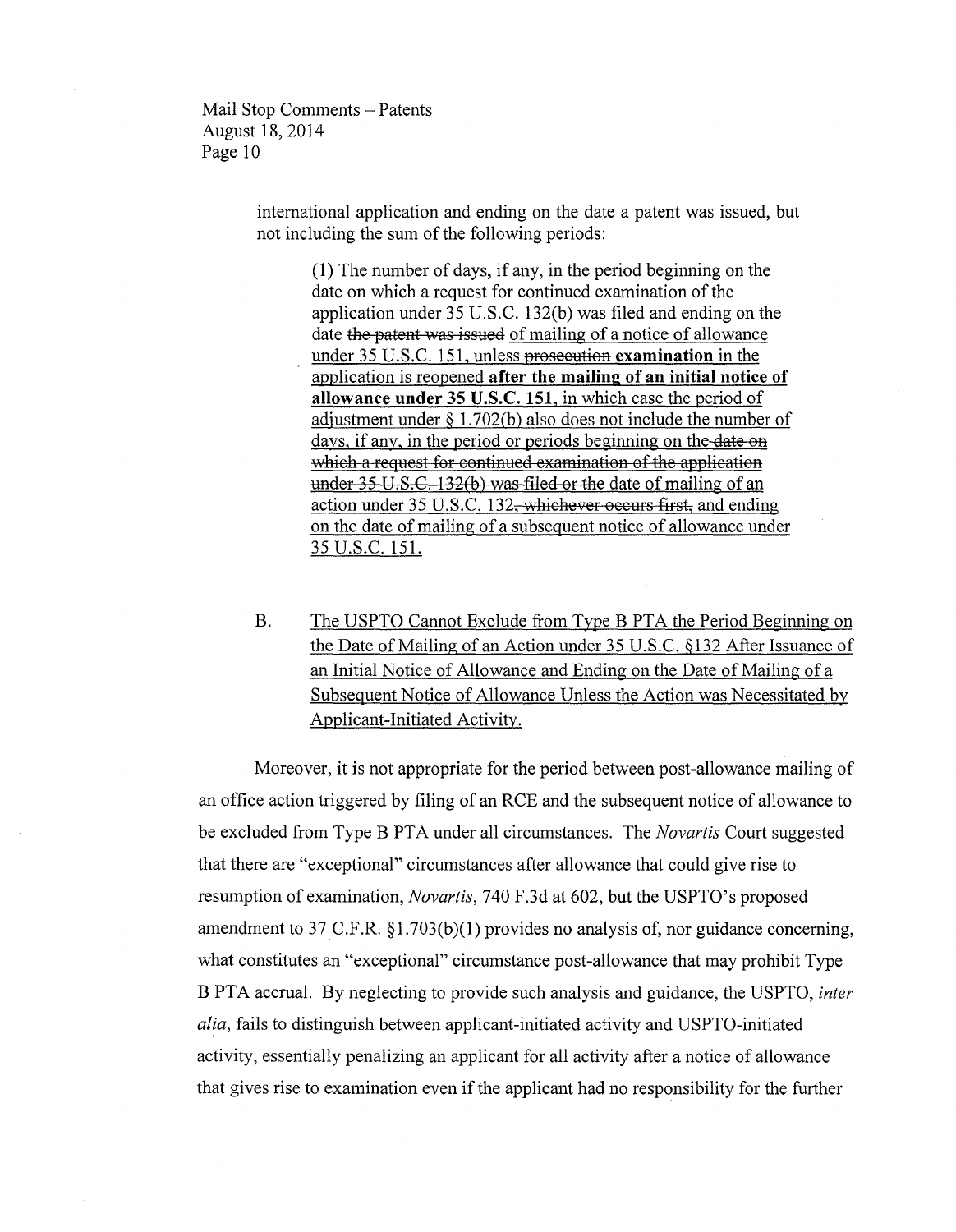international application and ending on the date a patent was issued, but not including the sum of the following periods:

> (1) The number of days, if any, in the period beginning on the date on which a request for continued examination of the application under 35 U.S.C. 132(b) was filed and ending on the date ~~the patent was issued~~ <u>of mailing of a notice of allowance under 35 U.S.C. 151</u>, unless ~~prosecution~~ **examination** in the application is reopened **<u>after the mailing of an initial notice of allowance under 35 U.S.C. 151</u>**<u>, in which case the period of adjustment under § 1.702(b) also does not include the number of days, if any, in the period or periods beginning on the</u> ~~date on which a request for continued examination of the application under 35 U.S.C. 132(b) was filed or the~~ <u>date of mailing of an action under 35 U.S.C. 132</u>~~, whichever occurs first,~~ <u>and ending on the date of mailing of a subsequent notice of allowance under 35 U.S.C. 151.</u>

## B. <u>The USPTO Cannot Exclude from Type B PTA the Period Beginning on the Date of Mailing of an Action under 35 U.S.C. §132 After Issuance of an Initial Notice of Allowance and Ending on the Date of Mailing of a Subsequent Notice of Allowance Unless the Action was Necessitated by Applicant-Initiated Activity.</u>

Moreover, it is not appropriate for the period between post-allowance mailing of an office action triggered by filing of an RCE and the subsequent notice of allowance to be excluded from Type B PTA under all circumstances. The *Novartis* Court suggested that there are "exceptional" circumstances after allowance that could give rise to resumption of examination, *Novartis*, 740 F.3d at 602, but the USPTO's proposed amendment to 37 C.F.R. §1.703(b)(1) provides no analysis of, nor guidance concerning, what constitutes an "exceptional" circumstance post-allowance that may prohibit Type B PTA accrual. By neglecting to provide such analysis and guidance, the USPTO, *inter alia*, fails to distinguish between applicant-initiated activity and USPTO-initiated activity, essentially penalizing an applicant for all activity after a notice of allowance that gives rise to examination even if the applicant had no responsibility for the further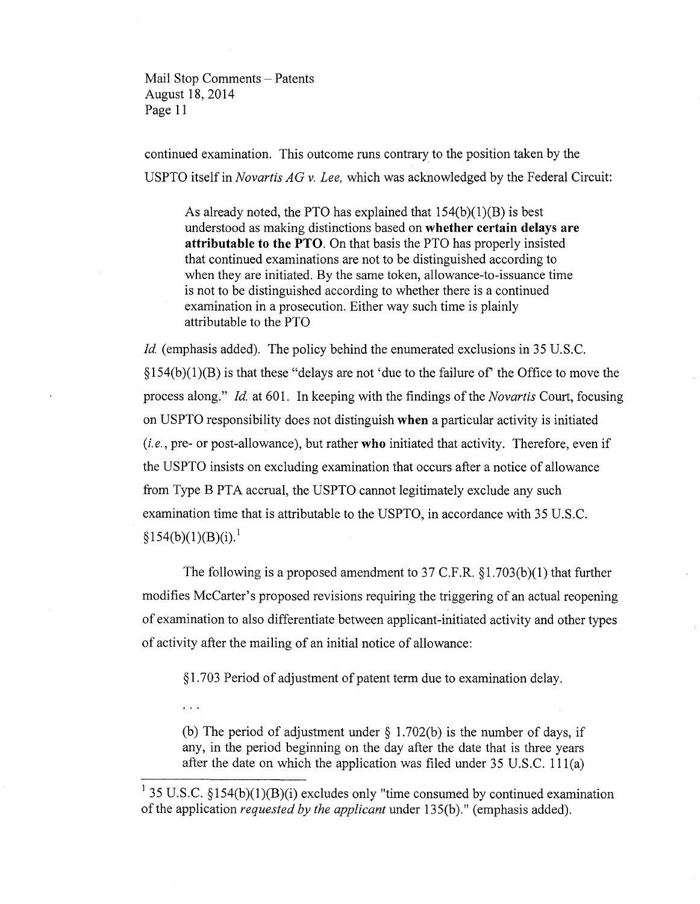continued examination. This outcome runs contrary to the position taken by the USPTO itself in *Novartis AG v. Lee,* which was acknowledged by the Federal Circuit:

> As already noted, the PTO has explained that 154(b)(1)(B) is best understood as making distinctions based on **whether certain delays are attributable to the PTO**. On that basis the PTO has properly insisted that continued examinations are not to be distinguished according to when they are initiated. By the same token, allowance-to-issuance time is not to be distinguished according to whether there is a continued examination in a prosecution. Either way such time is plainly attributable to the PTO

*Id.* (emphasis added). The policy behind the enumerated exclusions in 35 U.S.C. §154(b)(1)(B) is that these "delays are not 'due to the failure of' the Office to move the process along." *Id.* at 601. In keeping with the findings of the *Novartis* Court, focusing on USPTO responsibility does not distinguish **when** a particular activity is initiated (*i.e.*, pre- or post-allowance), but rather **who** initiated that activity. Therefore, even if the USPTO insists on excluding examination that occurs after a notice of allowance from Type B PTA accrual, the USPTO cannot legitimately exclude any such examination time that is attributable to the USPTO, in accordance with 35 U.S.C. §154(b)(1)(B)(i).[1]

The following is a proposed amendment to 37 C.F.R. §1.703(b)(1) that further modifies McCarter's proposed revisions requiring the triggering of an actual reopening of examination to also differentiate between applicant-initiated activity and other types of activity after the mailing of an initial notice of allowance:

> §1.703 Period of adjustment of patent term due to examination delay.
>
> . . .
>
> (b) The period of adjustment under § 1.702(b) is the number of days, if any, in the period beginning on the day after the date that is three years after the date on which the application was filed under 35 U.S.C. 111(a)

---

[1] 35 U.S.C. §154(b)(1)(B)(i) excludes only "time consumed by continued examination of the application *requested by the applicant* under 135(b)." (emphasis added).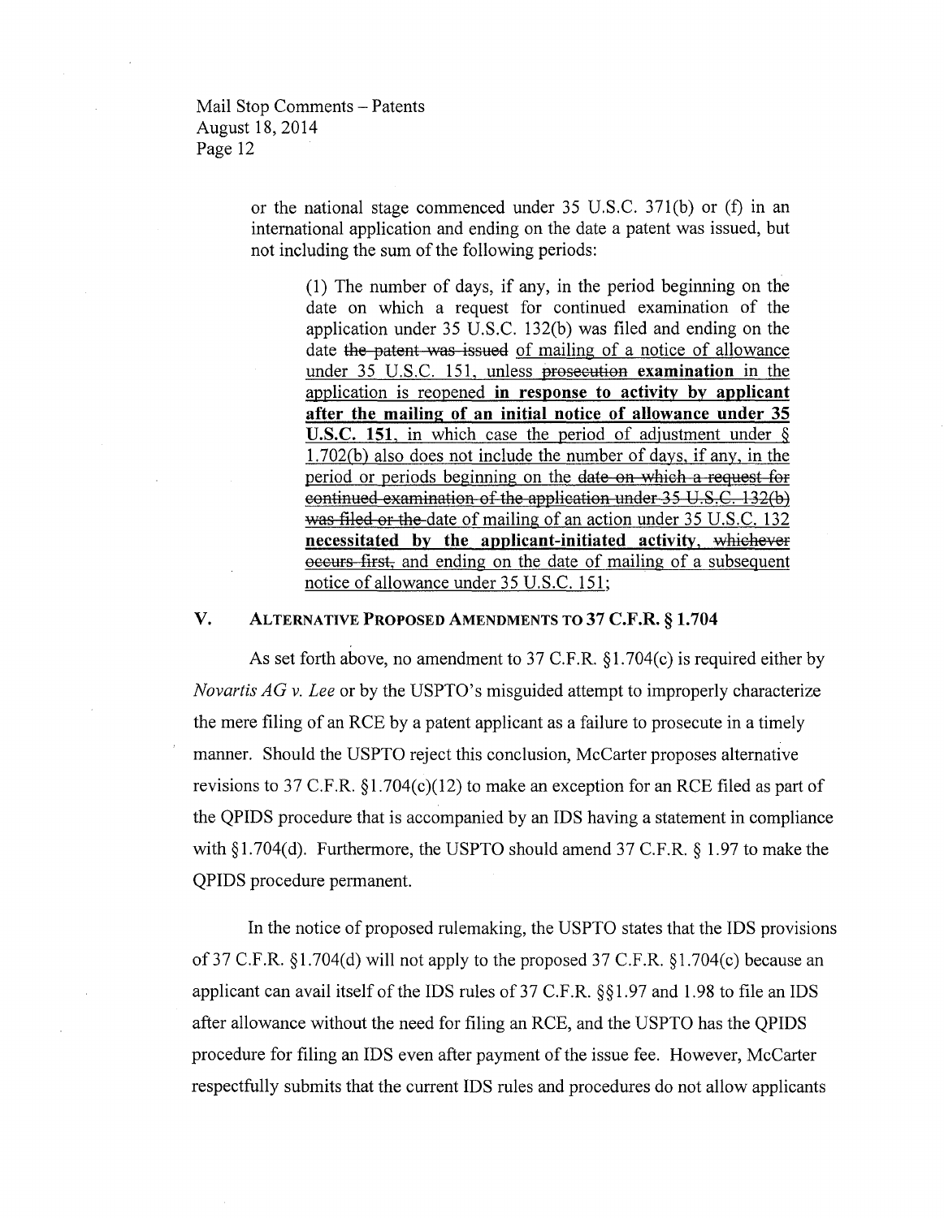or the national stage commenced under 35 U.S.C. 371(b) or (f) in an international application and ending on the date a patent was issued, but not including the sum of the following periods:

> (1) The number of days, if any, in the period beginning on the date on which a request for continued examination of the application under 35 U.S.C. 132(b) was filed and ending on the date ~~the patent was issued~~ <u>of mailing of a notice of allowance under 35 U.S.C. 151, unless</u> ~~prosecution~~ <u>**examination** in the application is reopened **in response to activity by applicant after the mailing of an initial notice of allowance under 35 U.S.C. 151**, in which case the period of adjustment under § 1.702(b) also does not include the number of days, if any, in the period or periods beginning on the</u> ~~date on which a request for continued examination of the application under 35 U.S.C. 132(b) was filed or the~~ <u>date of mailing of an action under 35 U.S.C. 132 **necessitated by the applicant-initiated activity**</u>, ~~whichever occurs first,~~ <u>and ending on the date of mailing of a subsequent notice of allowance under 35 U.S.C. 151;</u>

## V. Alternative Proposed Amendments to 37 C.F.R. § 1.704

As set forth above, no amendment to 37 C.F.R. §1.704(c) is required either by *Novartis AG v. Lee* or by the USPTO's misguided attempt to improperly characterize the mere filing of an RCE by a patent applicant as a failure to prosecute in a timely manner. Should the USPTO reject this conclusion, McCarter proposes alternative revisions to 37 C.F.R. §1.704(c)(12) to make an exception for an RCE filed as part of the QPIDS procedure that is accompanied by an IDS having a statement in compliance with §1.704(d). Furthermore, the USPTO should amend 37 C.F.R. § 1.97 to make the QPIDS procedure permanent.

In the notice of proposed rulemaking, the USPTO states that the IDS provisions of 37 C.F.R. §1.704(d) will not apply to the proposed 37 C.F.R. §1.704(c) because an applicant can avail itself of the IDS rules of 37 C.F.R. §§1.97 and 1.98 to file an IDS after allowance without the need for filing an RCE, and the USPTO has the QPIDS procedure for filing an IDS even after payment of the issue fee. However, McCarter respectfully submits that the current IDS rules and procedures do not allow applicants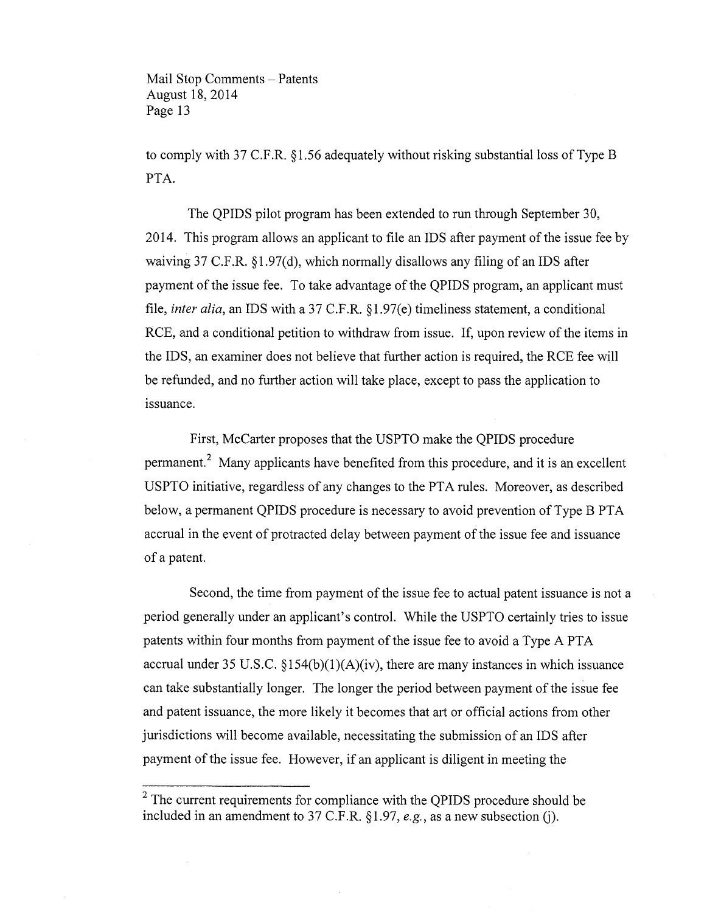to comply with 37 C.F.R. §1.56 adequately without risking substantial loss of Type B PTA.

The QPIDS pilot program has been extended to run through September 30, 2014. This program allows an applicant to file an IDS after payment of the issue fee by waiving 37 C.F.R. §1.97(d), which normally disallows any filing of an IDS after payment of the issue fee. To take advantage of the QPIDS program, an applicant must file, *inter alia*, an IDS with a 37 C.F.R. §1.97(e) timeliness statement, a conditional RCE, and a conditional petition to withdraw from issue. If, upon review of the items in the IDS, an examiner does not believe that further action is required, the RCE fee will be refunded, and no further action will take place, except to pass the application to issuance.

First, McCarter proposes that the USPTO make the QPIDS procedure permanent.[2] Many applicants have benefited from this procedure, and it is an excellent USPTO initiative, regardless of any changes to the PTA rules. Moreover, as described below, a permanent QPIDS procedure is necessary to avoid prevention of Type B PTA accrual in the event of protracted delay between payment of the issue fee and issuance of a patent.

Second, the time from payment of the issue fee to actual patent issuance is not a period generally under an applicant's control. While the USPTO certainly tries to issue patents within four months from payment of the issue fee to avoid a Type A PTA accrual under 35 U.S.C. §154(b)(1)(A)(iv), there are many instances in which issuance can take substantially longer. The longer the period between payment of the issue fee and patent issuance, the more likely it becomes that art or official actions from other jurisdictions will become available, necessitating the submission of an IDS after payment of the issue fee. However, if an applicant is diligent in meeting the

---

[2] The current requirements for compliance with the QPIDS procedure should be included in an amendment to 37 C.F.R. §1.97, *e.g.*, as a new subsection (j).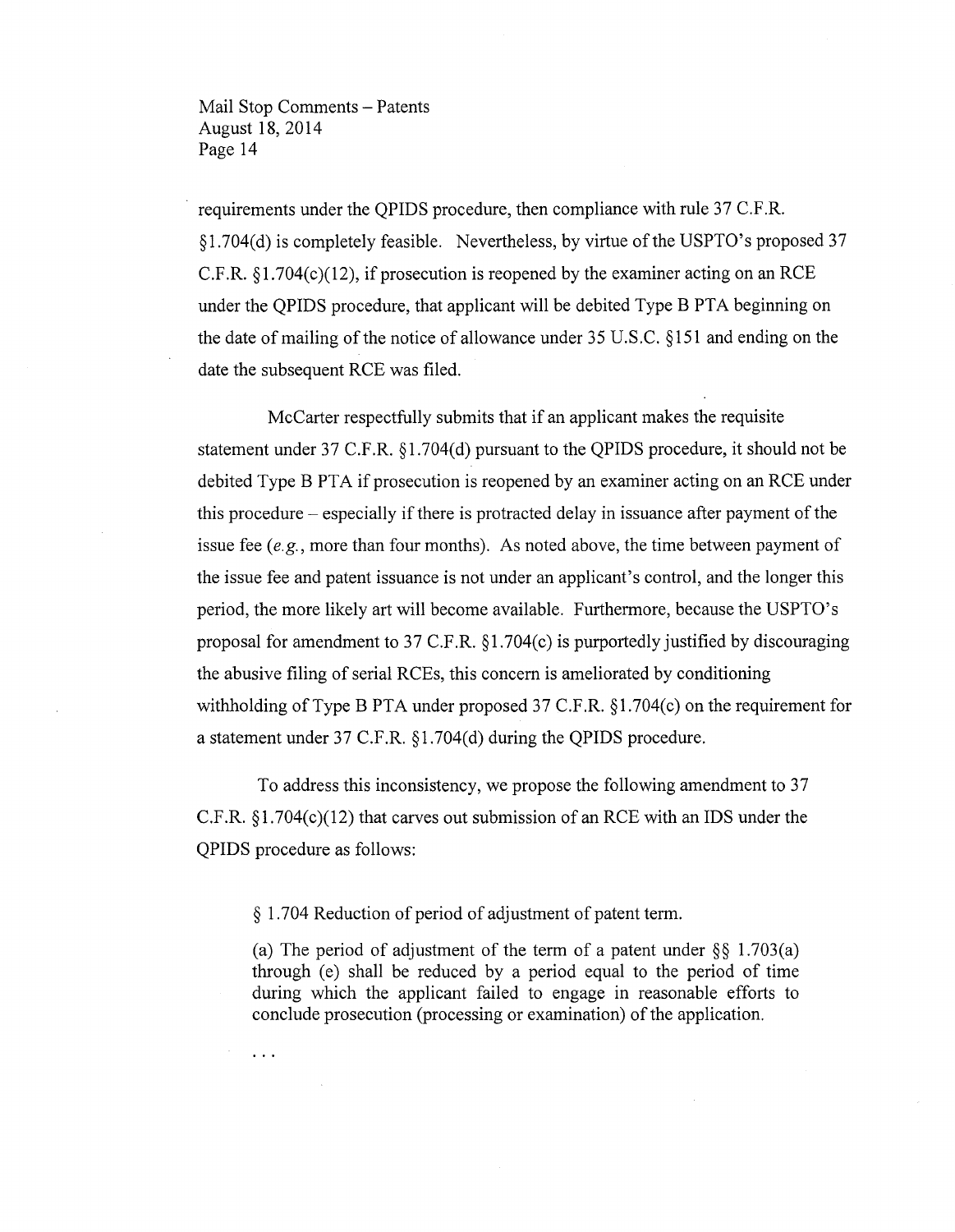requirements under the QPIDS procedure, then compliance with rule 37 C.F.R. §1.704(d) is completely feasible. Nevertheless, by virtue of the USPTO's proposed 37 C.F.R. §1.704(c)(12), if prosecution is reopened by the examiner acting on an RCE under the QPIDS procedure, that applicant will be debited Type B PTA beginning on the date of mailing of the notice of allowance under 35 U.S.C. §151 and ending on the date the subsequent RCE was filed.

McCarter respectfully submits that if an applicant makes the requisite statement under 37 C.F.R. §1.704(d) pursuant to the QPIDS procedure, it should not be debited Type B PTA if prosecution is reopened by an examiner acting on an RCE under this procedure – especially if there is protracted delay in issuance after payment of the issue fee (*e.g.*, more than four months). As noted above, the time between payment of the issue fee and patent issuance is not under an applicant's control, and the longer this period, the more likely art will become available. Furthermore, because the USPTO's proposal for amendment to 37 C.F.R. §1.704(c) is purportedly justified by discouraging the abusive filing of serial RCEs, this concern is ameliorated by conditioning withholding of Type B PTA under proposed 37 C.F.R. §1.704(c) on the requirement for a statement under 37 C.F.R. §1.704(d) during the QPIDS procedure.

To address this inconsistency, we propose the following amendment to 37 C.F.R. §1.704(c)(12) that carves out submission of an RCE with an IDS under the QPIDS procedure as follows:

> § 1.704 Reduction of period of adjustment of patent term.
>
> (a) The period of adjustment of the term of a patent under §§ 1.703(a) through (e) shall be reduced by a period equal to the period of time during which the applicant failed to engage in reasonable efforts to conclude prosecution (processing or examination) of the application.
>
> . . .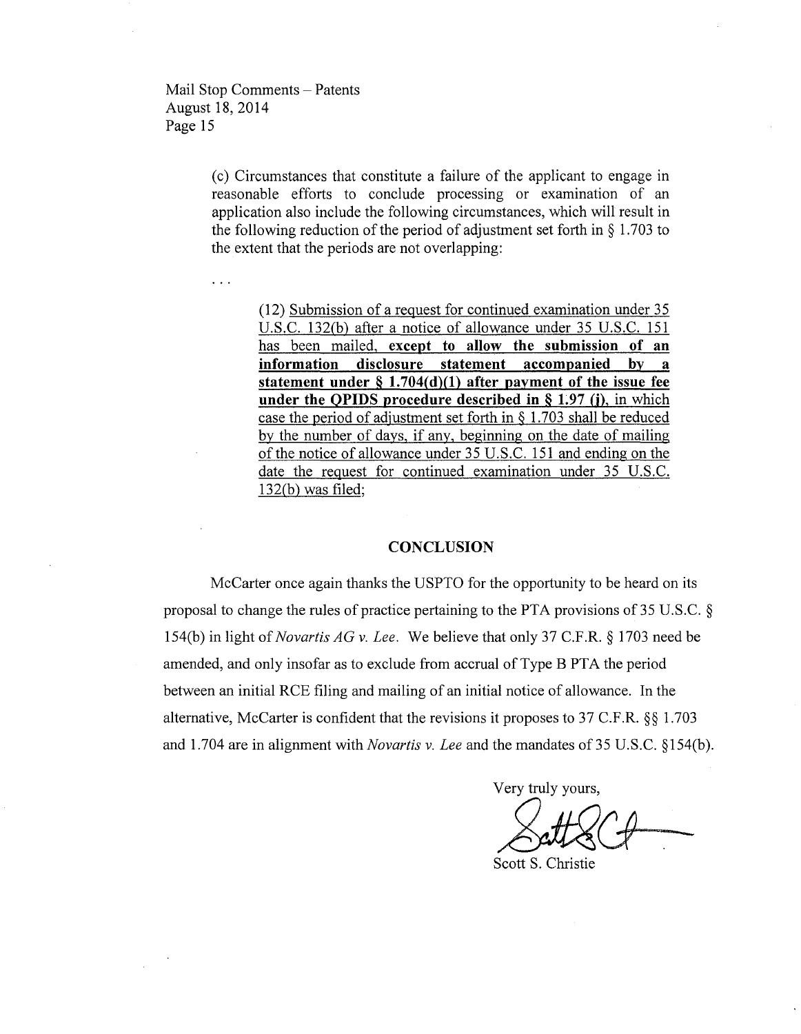(c) Circumstances that constitute a failure of the applicant to engage in reasonable efforts to conclude processing or examination of an application also include the following circumstances, which will result in the following reduction of the period of adjustment set forth in § 1.703 to the extent that the periods are not overlapping:

. . .

(12) <u>Submission of a request for continued examination under 35 U.S.C. 132(b) after a notice of allowance under 35 U.S.C. 151 has been mailed,</u> **<u>except to allow the submission of an information disclosure statement accompanied by a statement under § 1.704(d)(1) after payment of the issue fee under the QPIDS procedure described in § 1.97 (j)</u>**<u>, in which case the period of adjustment set forth in § 1.703 shall be reduced by the number of days, if any, beginning on the date of mailing of the notice of allowance under 35 U.S.C. 151 and ending on the date the request for continued examination under 35 U.S.C. 132(b) was filed;</u>

## CONCLUSION

McCarter once again thanks the USPTO for the opportunity to be heard on its proposal to change the rules of practice pertaining to the PTA provisions of 35 U.S.C. § 154(b) in light of *Novartis AG v. Lee*. We believe that only 37 C.F.R. § 1703 need be amended, and only insofar as to exclude from accrual of Type B PTA the period between an initial RCE filing and mailing of an initial notice of allowance. In the alternative, McCarter is confident that the revisions it proposes to 37 C.F.R. §§ 1.703 and 1.704 are in alignment with *Novartis v. Lee* and the mandates of 35 U.S.C. §154(b).

Very truly yours,

Scott S. Christie